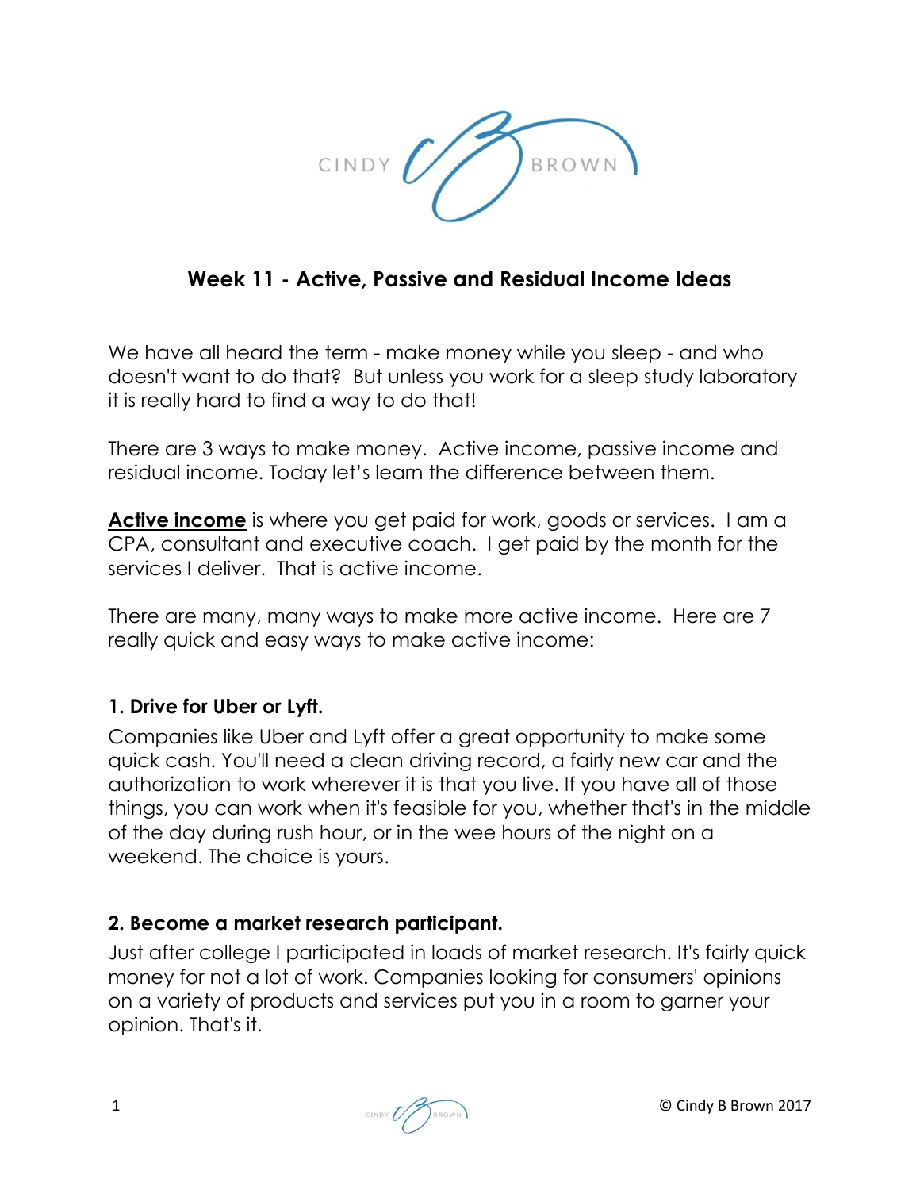# Week 11 - Active, Passive and Residual Income Ideas

We have all heard the term - make money while you sleep - and who doesn't want to do that? But unless you work for a sleep study laboratory it is really hard to find a way to do that!

There are 3 ways to make money. Active income, passive income and residual income. Today let's learn the difference between them.

**Active income** is where you get paid for work, goods or services. I am a CPA, consultant and executive coach. I get paid by the month for the services I deliver. That is active income.

There are many, many ways to make more active income. Here are 7 really quick and easy ways to make active income:

### 1. Drive for Uber or Lyft.

Companies like Uber and Lyft offer a great opportunity to make some quick cash. You'll need a clean driving record, a fairly new car and the authorization to work wherever it is that you live. If you have all of those things, you can work when it's feasible for you, whether that's in the middle of the day during rush hour, or in the wee hours of the night on a weekend. The choice is yours.

### 2. Become a market research participant.

Just after college I participated in loads of market research. It's fairly quick money for not a lot of work. Companies looking for consumers' opinions on a variety of products and services put you in a room to garner your opinion. That's it.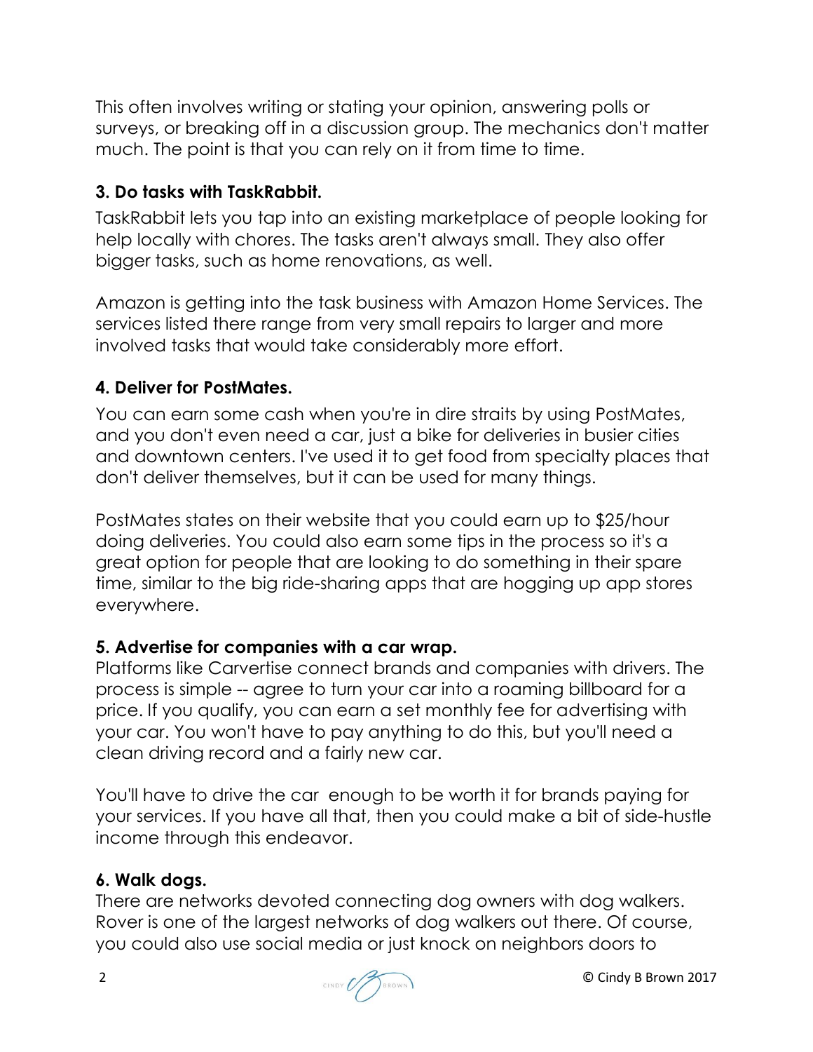This often involves writing or stating your opinion, answering polls or surveys, or breaking off in a discussion group. The mechanics don't matter much. The point is that you can rely on it from time to time.

### 3. Do tasks with TaskRabbit.

TaskRabbit lets you tap into an existing marketplace of people looking for help locally with chores. The tasks aren't always small. They also offer bigger tasks, such as home renovations, as well.

Amazon is getting into the task business with Amazon Home Services. The services listed there range from very small repairs to larger and more involved tasks that would take considerably more effort.

### 4. Deliver for PostMates.

You can earn some cash when you're in dire straits by using PostMates, and you don't even need a car, just a bike for deliveries in busier cities and downtown centers. I've used it to get food from specialty places that don't deliver themselves, but it can be used for many things.

PostMates states on their website that you could earn up to $25/hour doing deliveries. You could also earn some tips in the process so it's a great option for people that are looking to do something in their spare time, similar to the big ride-sharing apps that are hogging up app stores everywhere.

### 5. Advertise for companies with a car wrap.

Platforms like Carvertise connect brands and companies with drivers. The process is simple -- agree to turn your car into a roaming billboard for a price. If you qualify, you can earn a set monthly fee for advertising with your car. You won't have to pay anything to do this, but you'll need a clean driving record and a fairly new car.

You'll have to drive the car enough to be worth it for brands paying for your services. If you have all that, then you could make a bit of side-hustle income through this endeavor.

### 6. Walk dogs.

There are networks devoted connecting dog owners with dog walkers. Rover is one of the largest networks of dog walkers out there. Of course, you could also use social media or just knock on neighbors doors to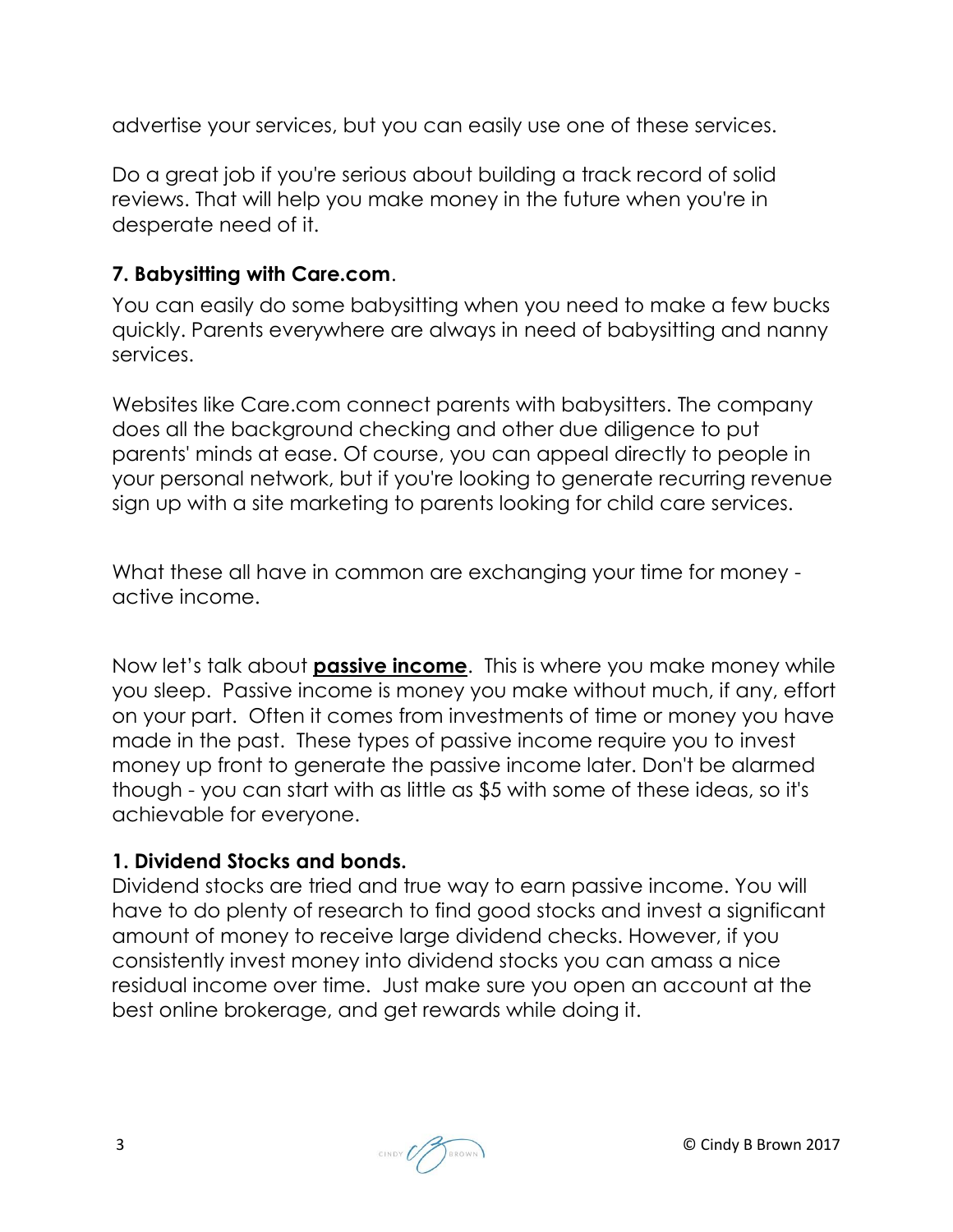advertise your services, but you can easily use one of these services.

Do a great job if you're serious about building a track record of solid reviews. That will help you make money in the future when you're in desperate need of it.

**7. Babysitting with Care.com**.

You can easily do some babysitting when you need to make a few bucks quickly. Parents everywhere are always in need of babysitting and nanny services.

Websites like Care.com connect parents with babysitters. The company does all the background checking and other due diligence to put parents' minds at ease. Of course, you can appeal directly to people in your personal network, but if you're looking to generate recurring revenue sign up with a site marketing to parents looking for child care services.

What these all have in common are exchanging your time for money - active income.

Now let's talk about **passive income**. This is where you make money while you sleep. Passive income is money you make without much, if any, effort on your part. Often it comes from investments of time or money you have made in the past. These types of passive income require you to invest money up front to generate the passive income later. Don't be alarmed though - you can start with as little as $5 with some of these ideas, so it's achievable for everyone.

**1. Dividend Stocks and bonds.**

Dividend stocks are tried and true way to earn passive income. You will have to do plenty of research to find good stocks and invest a significant amount of money to receive large dividend checks. However, if you consistently invest money into dividend stocks you can amass a nice residual income over time. Just make sure you open an account at the best online brokerage, and get rewards while doing it.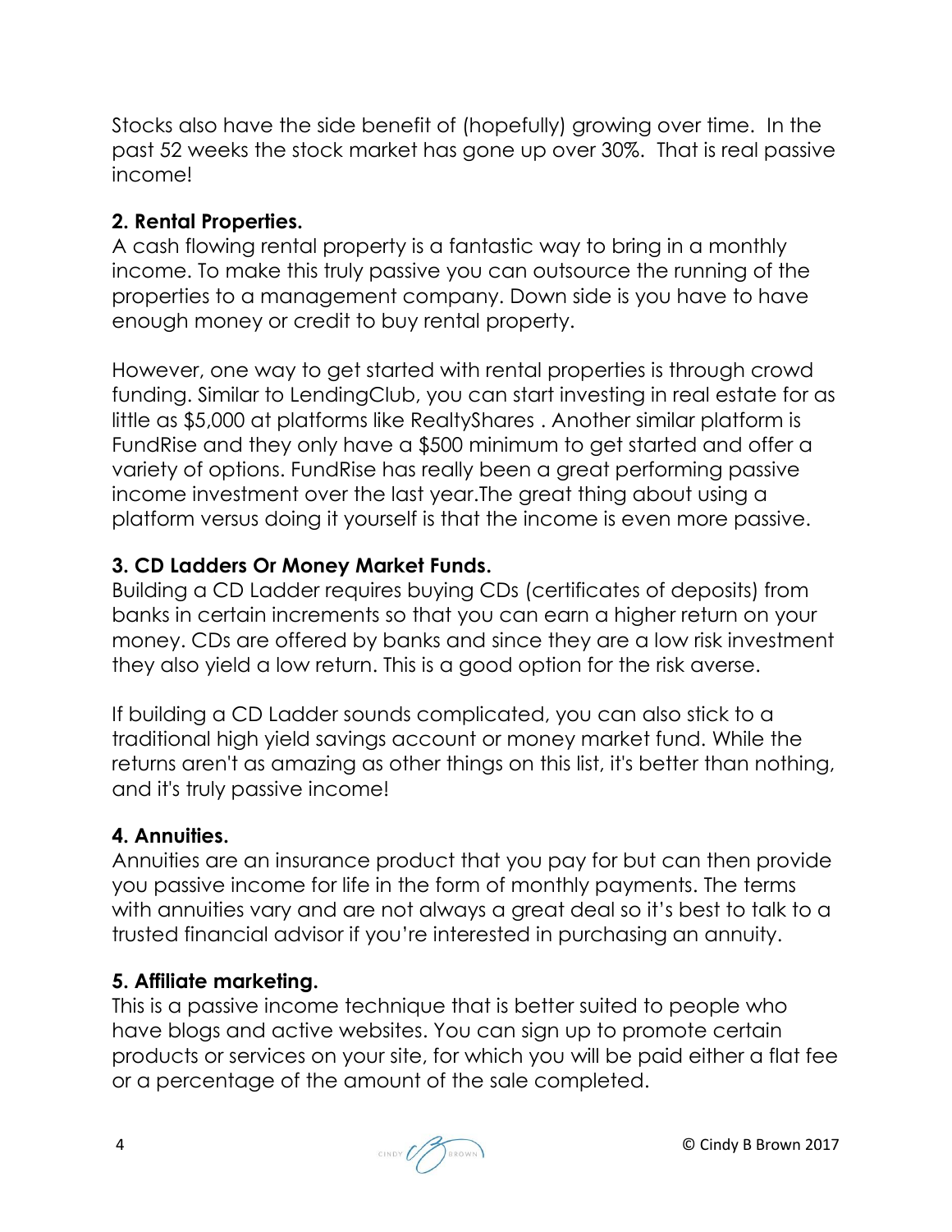Stocks also have the side benefit of (hopefully) growing over time.  In the past 52 weeks the stock market has gone up over 30%.  That is real passive income!

**2. Rental Properties.**

A cash flowing rental property is a fantastic way to bring in a monthly income. To make this truly passive you can outsource the running of the properties to a management company. Down side is you have to have enough money or credit to buy rental property.

However, one way to get started with rental properties is through crowd funding. Similar to LendingClub, you can start investing in real estate for as little as $5,000 at platforms like RealtyShares . Another similar platform is FundRise and they only have a $500 minimum to get started and offer a variety of options. FundRise has really been a great performing passive income investment over the last year.The great thing about using a platform versus doing it yourself is that the income is even more passive.

**3. CD Ladders Or Money Market Funds.**

Building a CD Ladder requires buying CDs (certificates of deposits) from banks in certain increments so that you can earn a higher return on your money. CDs are offered by banks and since they are a low risk investment they also yield a low return. This is a good option for the risk averse.

If building a CD Ladder sounds complicated, you can also stick to a traditional high yield savings account or money market fund. While the returns aren't as amazing as other things on this list, it's better than nothing, and it's truly passive income!

**4. Annuities.**

Annuities are an insurance product that you pay for but can then provide you passive income for life in the form of monthly payments. The terms with annuities vary and are not always a great deal so it's best to talk to a trusted financial advisor if you're interested in purchasing an annuity.

**5. Affiliate marketing.**

This is a passive income technique that is better suited to people who have blogs and active websites. You can sign up to promote certain products or services on your site, for which you will be paid either a flat fee or a percentage of the amount of the sale completed.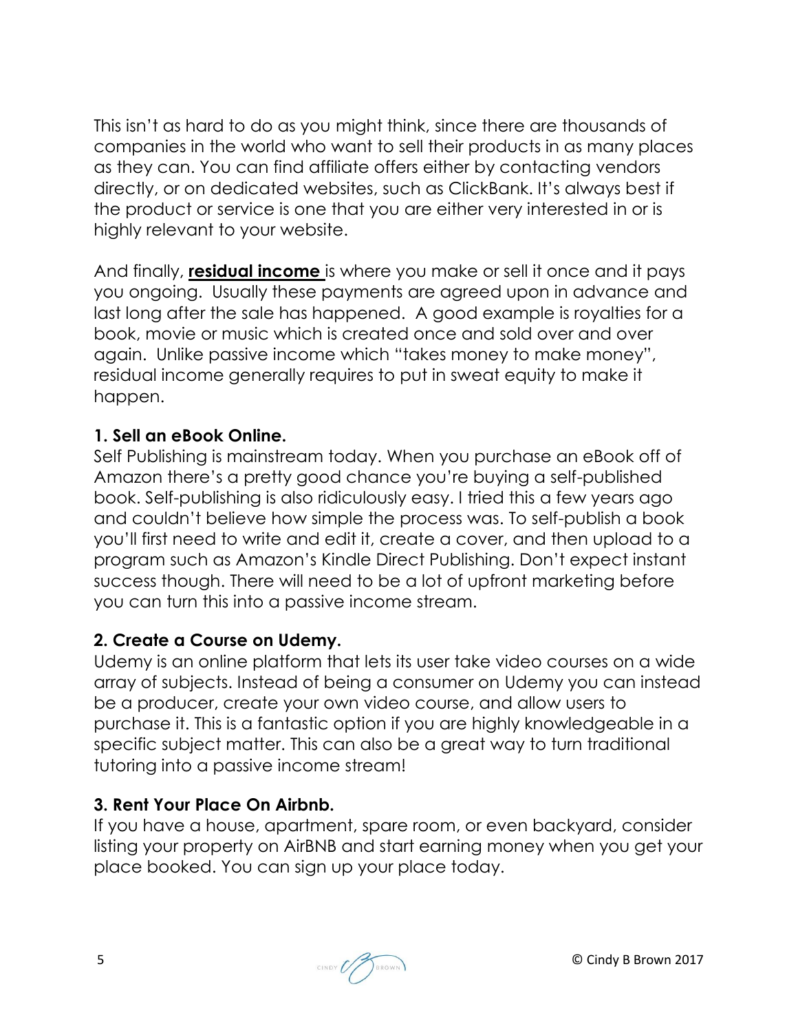This isn't as hard to do as you might think, since there are thousands of companies in the world who want to sell their products in as many places as they can. You can find affiliate offers either by contacting vendors directly, or on dedicated websites, such as ClickBank. It's always best if the product or service is one that you are either very interested in or is highly relevant to your website.

And finally, **residual income** is where you make or sell it once and it pays you ongoing. Usually these payments are agreed upon in advance and last long after the sale has happened. A good example is royalties for a book, movie or music which is created once and sold over and over again. Unlike passive income which "takes money to make money", residual income generally requires to put in sweat equity to make it happen.

**1. Sell an eBook Online.**
Self Publishing is mainstream today. When you purchase an eBook off of Amazon there's a pretty good chance you're buying a self-published book. Self-publishing is also ridiculously easy. I tried this a few years ago and couldn't believe how simple the process was. To self-publish a book you'll first need to write and edit it, create a cover, and then upload to a program such as Amazon's Kindle Direct Publishing. Don't expect instant success though. There will need to be a lot of upfront marketing before you can turn this into a passive income stream.

**2. Create a Course on Udemy.**
Udemy is an online platform that lets its user take video courses on a wide array of subjects. Instead of being a consumer on Udemy you can instead be a producer, create your own video course, and allow users to purchase it. This is a fantastic option if you are highly knowledgeable in a specific subject matter. This can also be a great way to turn traditional tutoring into a passive income stream!

**3. Rent Your Place On Airbnb.**
If you have a house, apartment, spare room, or even backyard, consider listing your property on AirBNB and start earning money when you get your place booked. You can sign up your place today.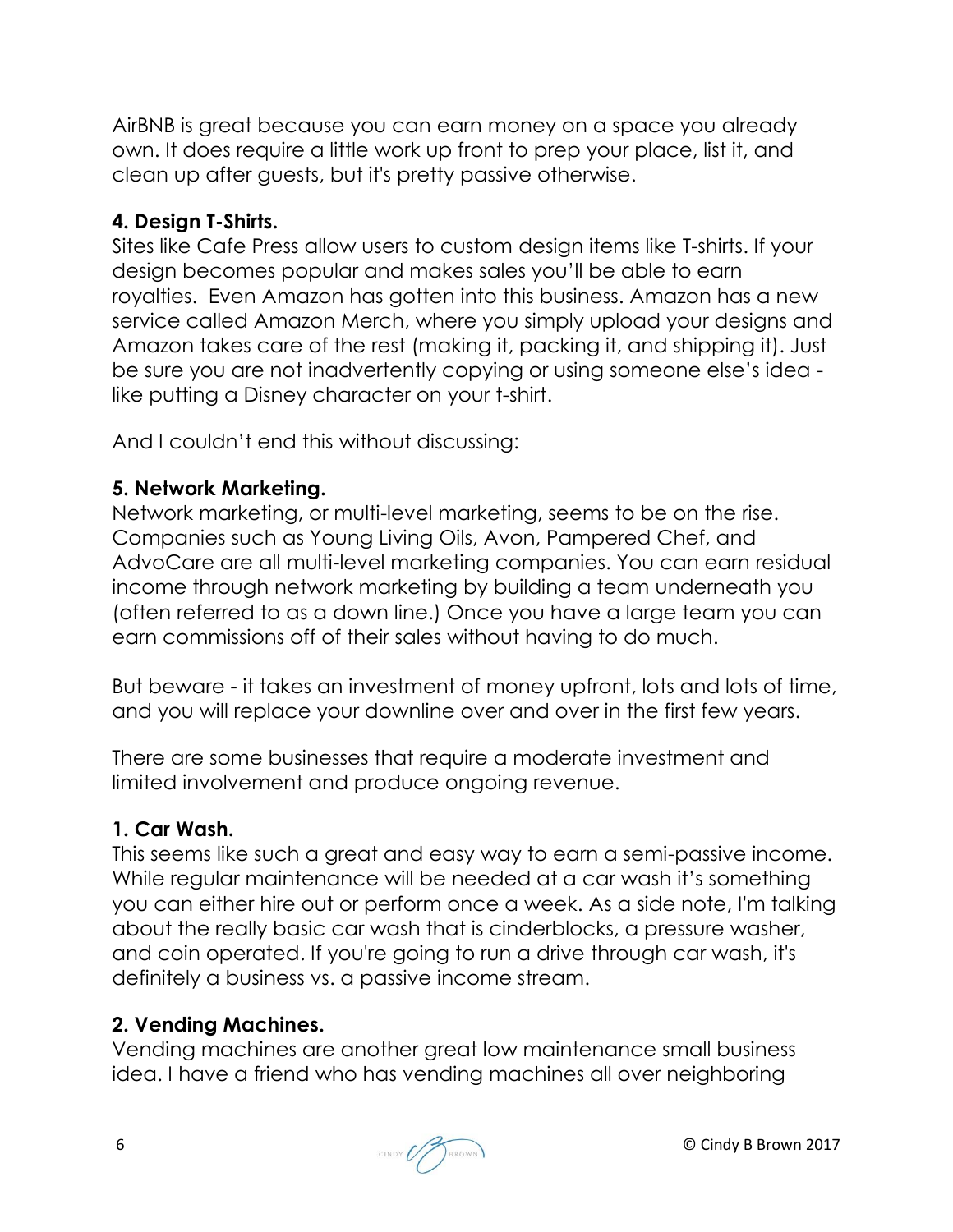AirBNB is great because you can earn money on a space you already own. It does require a little work up front to prep your place, list it, and clean up after guests, but it's pretty passive otherwise.

**4. Design T-Shirts.**
Sites like Cafe Press allow users to custom design items like T-shirts. If your design becomes popular and makes sales you'll be able to earn royalties. Even Amazon has gotten into this business. Amazon has a new service called Amazon Merch, where you simply upload your designs and Amazon takes care of the rest (making it, packing it, and shipping it). Just be sure you are not inadvertently copying or using someone else's idea - like putting a Disney character on your t-shirt.

And I couldn't end this without discussing:

**5. Network Marketing.**
Network marketing, or multi-level marketing, seems to be on the rise. Companies such as Young Living Oils, Avon, Pampered Chef, and AdvoCare are all multi-level marketing companies. You can earn residual income through network marketing by building a team underneath you (often referred to as a down line.) Once you have a large team you can earn commissions off of their sales without having to do much.

But beware - it takes an investment of money upfront, lots and lots of time, and you will replace your downline over and over in the first few years.

There are some businesses that require a moderate investment and limited involvement and produce ongoing revenue.

**1. Car Wash.**
This seems like such a great and easy way to earn a semi-passive income. While regular maintenance will be needed at a car wash it's something you can either hire out or perform once a week. As a side note, I'm talking about the really basic car wash that is cinderblocks, a pressure washer, and coin operated. If you're going to run a drive through car wash, it's definitely a business vs. a passive income stream.

**2. Vending Machines.**
Vending machines are another great low maintenance small business idea. I have a friend who has vending machines all over neighboring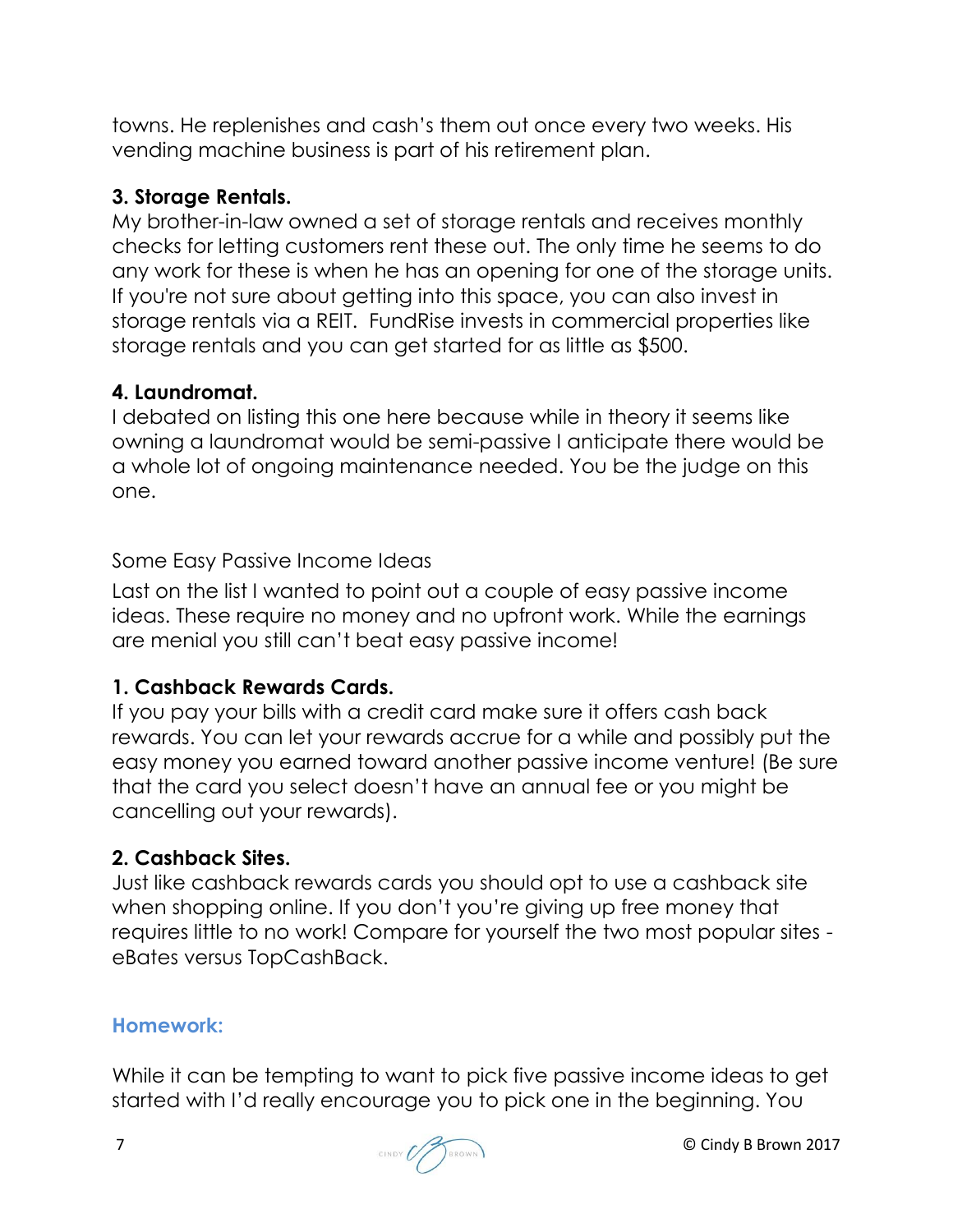towns. He replenishes and cash's them out once every two weeks. His vending machine business is part of his retirement plan.

**3. Storage Rentals.**
My brother-in-law owned a set of storage rentals and receives monthly checks for letting customers rent these out. The only time he seems to do any work for these is when he has an opening for one of the storage units. If you're not sure about getting into this space, you can also invest in storage rentals via a REIT. FundRise invests in commercial properties like storage rentals and you can get started for as little as $500.

**4. Laundromat.**
I debated on listing this one here because while in theory it seems like owning a laundromat would be semi-passive I anticipate there would be a whole lot of ongoing maintenance needed. You be the judge on this one.

## Some Easy Passive Income Ideas

Last on the list I wanted to point out a couple of easy passive income ideas. These require no money and no upfront work. While the earnings are menial you still can't beat easy passive income!

**1. Cashback Rewards Cards.**
If you pay your bills with a credit card make sure it offers cash back rewards. You can let your rewards accrue for a while and possibly put the easy money you earned toward another passive income venture! (Be sure that the card you select doesn't have an annual fee or you might be cancelling out your rewards).

**2. Cashback Sites.**
Just like cashback rewards cards you should opt to use a cashback site when shopping online. If you don't you're giving up free money that requires little to no work! Compare for yourself the two most popular sites - eBates versus TopCashBack.

### Homework:

While it can be tempting to want to pick five passive income ideas to get started with I'd really encourage you to pick one in the beginning. You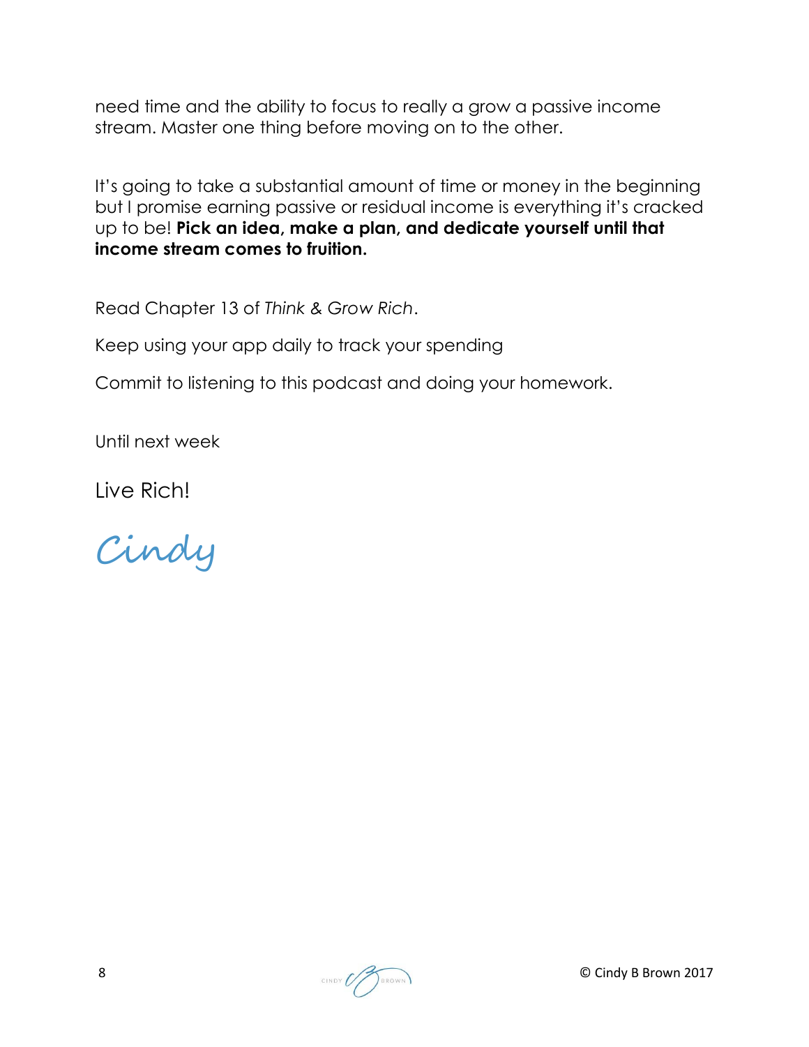need time and the ability to focus to really a grow a passive income stream. Master one thing before moving on to the other.

It's going to take a substantial amount of time or money in the beginning but I promise earning passive or residual income is everything it's cracked up to be! **Pick an idea, make a plan, and dedicate yourself until that income stream comes to fruition.**

Read Chapter 13 of *Think & Grow Rich*.

Keep using your app daily to track your spending

Commit to listening to this podcast and doing your homework.

Until next week

Live Rich!

Cindy